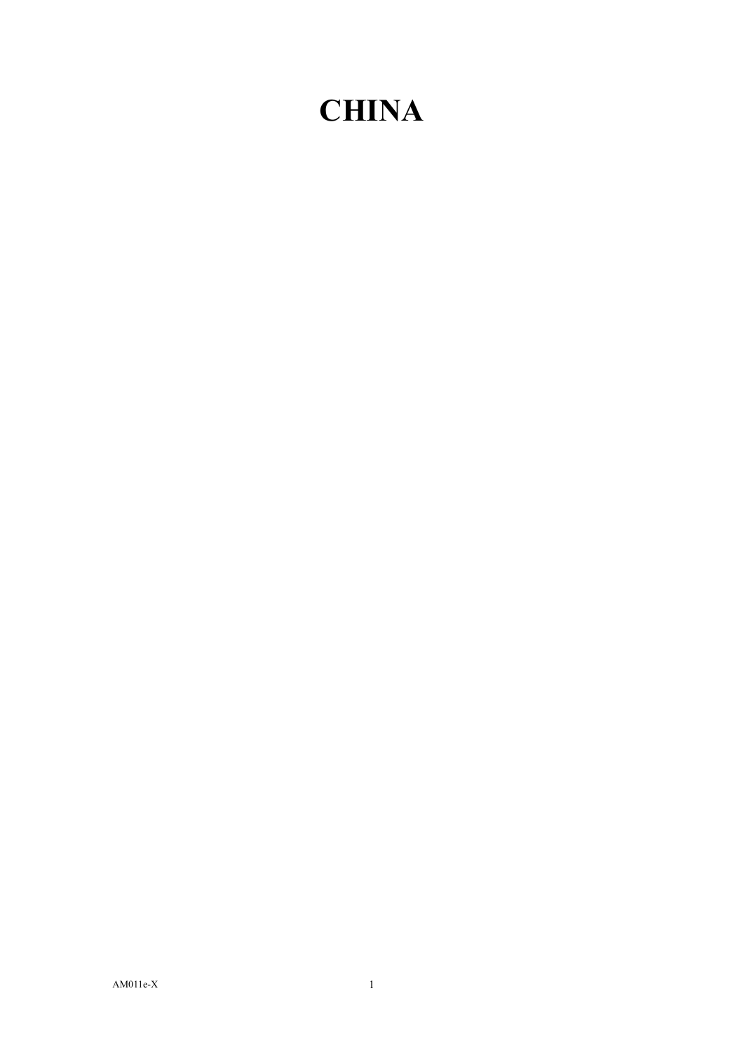# CHINA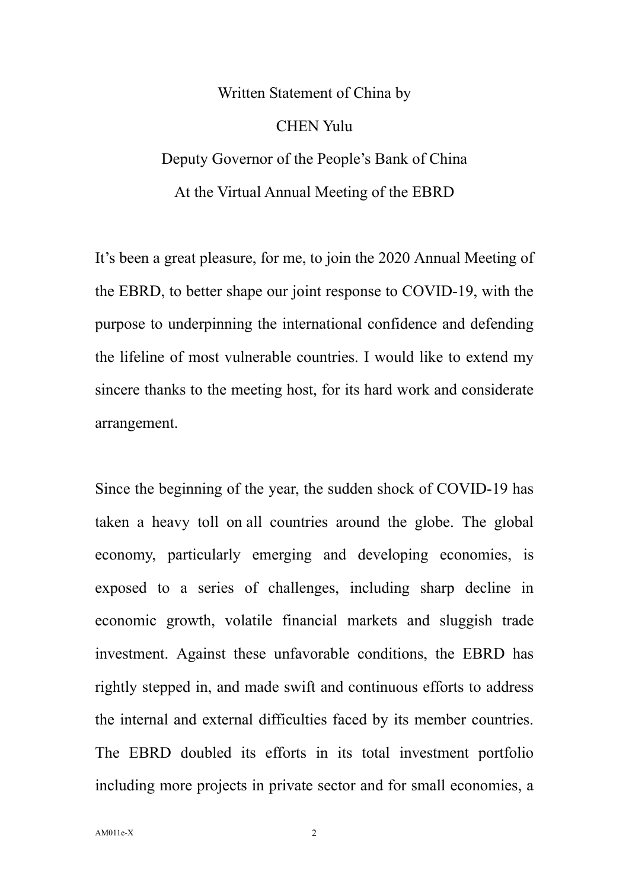Written Statement of China by

CHEN Yulu

Deputy Governor of the People's Bank of China

At the Virtual Annual Meeting of the EBRD

It's been a great pleasure, for me, to join the 2020 Annual Meeting of the EBRD, to better shape our joint response to COVID-19, with the purpose to underpinning the international confidence and defending the lifeline of most vulnerable countries. I would like to extend my sincere thanks to the meeting host, for its hard work and considerate arrangement.

Since the beginning of the year, the sudden shock of COVID-19 has taken a heavy toll on all countries around the globe. The global economy, particularly emerging and developing economies, is exposed to a series of challenges, including sharp decline in economic growth, volatile financial markets and sluggish trade investment. Against these unfavorable conditions, the EBRD has rightly stepped in, and made swift and continuous efforts to address the internal and external difficulties faced by its member countries. The EBRD doubled its efforts in its total investment portfolio including more projects in private sector and for small economies, a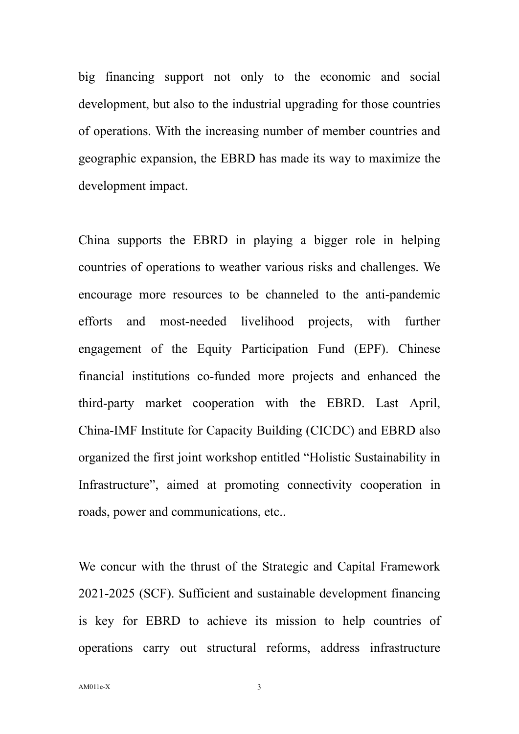big financing support not only to the economic and social development, but also to the industrial upgrading for those countries of operations. With the increasing number of member countries and geographic expansion, the EBRD has made its way to maximize the development impact.

China supports the EBRD in playing a bigger role in helping countries of operations to weather various risks and challenges. We encourage more resources to be channeled to the anti-pandemic efforts and most-needed livelihood projects, with further engagement of the Equity Participation Fund (EPF). Chinese financial institutions co-funded more projects and enhanced the third-party market cooperation with the EBRD. Last April, China-IMF Institute for Capacity Building (CICDC) and EBRD also organized the first joint workshop entitled “Holistic Sustainability in Infrastructure”, aimed at promoting connectivity cooperation in roads, power and communications, etc..

We concur with the thrust of the Strategic and Capital Framework 2021-2025 (SCF). Sufficient and sustainable development financing is key for EBRD to achieve its mission to help countries of operations carry out structural reforms, address infrastructure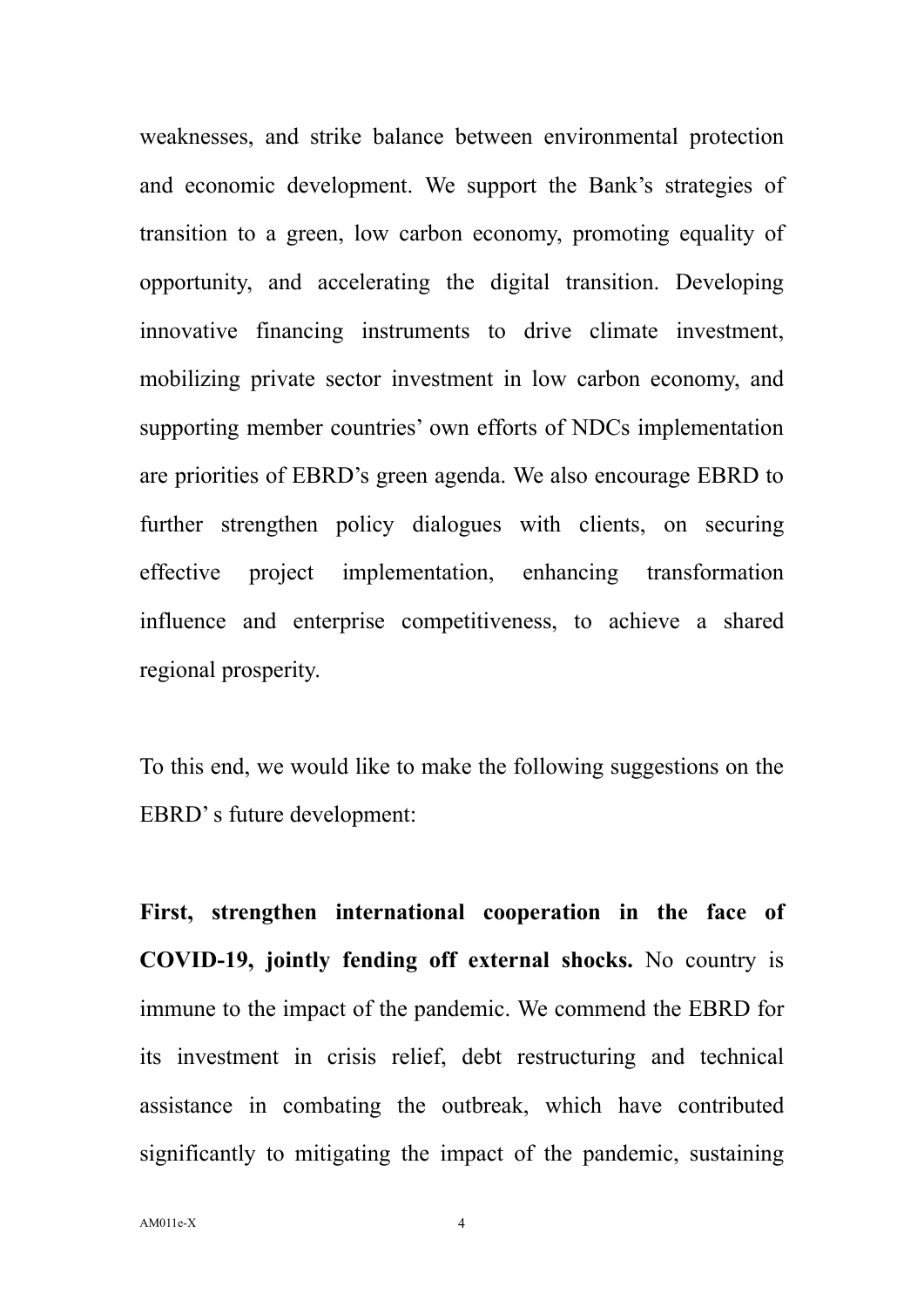weaknesses, and strike balance between environmental protection and economic development. We support the Bank's strategies of transition to a green, low carbon economy, promoting equality of opportunity, and accelerating the digital transition. Developing innovative financing instruments to drive climate investment, mobilizing private sector investment in low carbon economy, and supporting member countries' own efforts of NDCs implementation are priorities of EBRD's green agenda. We also encourage EBRD to further strengthen policy dialogues with clients, on securing effective project implementation, enhancing transformation influence and enterprise competitiveness, to achieve a shared regional prosperity.

To this end, we would like to make the following suggestions on the EBRD' s future development:

**First, strengthen international cooperation in the face of COVID-19, jointly fending off external shocks.** No country is immune to the impact of the pandemic. We commend the EBRD for its investment in crisis relief, debt restructuring and technical assistance in combating the outbreak, which have contributed significantly to mitigating the impact of the pandemic, sustaining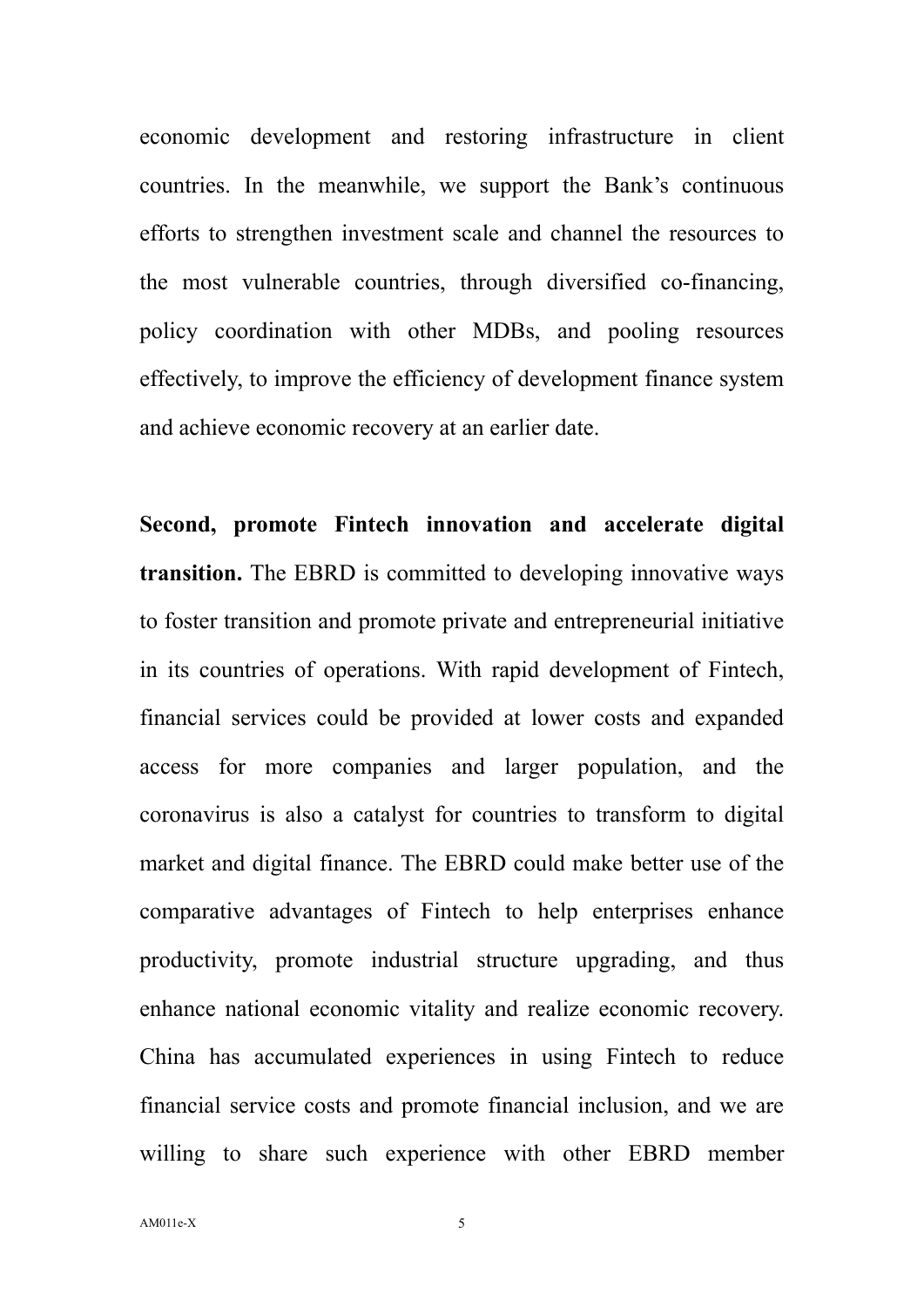economic development and restoring infrastructure in client countries. In the meanwhile, we support the Bank's continuous efforts to strengthen investment scale and channel the resources to the most vulnerable countries, through diversified co-financing, policy coordination with other MDBs, and pooling resources effectively, to improve the efficiency of development finance system and achieve economic recovery at an earlier date.

**Second, promote Fintech innovation and accelerate digital transition.** The EBRD is committed to developing innovative ways to foster transition and promote private and entrepreneurial initiative in its countries of operations. With rapid development of Fintech, financial services could be provided at lower costs and expanded access for more companies and larger population, and the coronavirus is also a catalyst for countries to transform to digital market and digital finance. The EBRD could make better use of the comparative advantages of Fintech to help enterprises enhance productivity, promote industrial structure upgrading, and thus enhance national economic vitality and realize economic recovery. China has accumulated experiences in using Fintech to reduce financial service costs and promote financial inclusion, and we are willing to share such experience with other EBRD member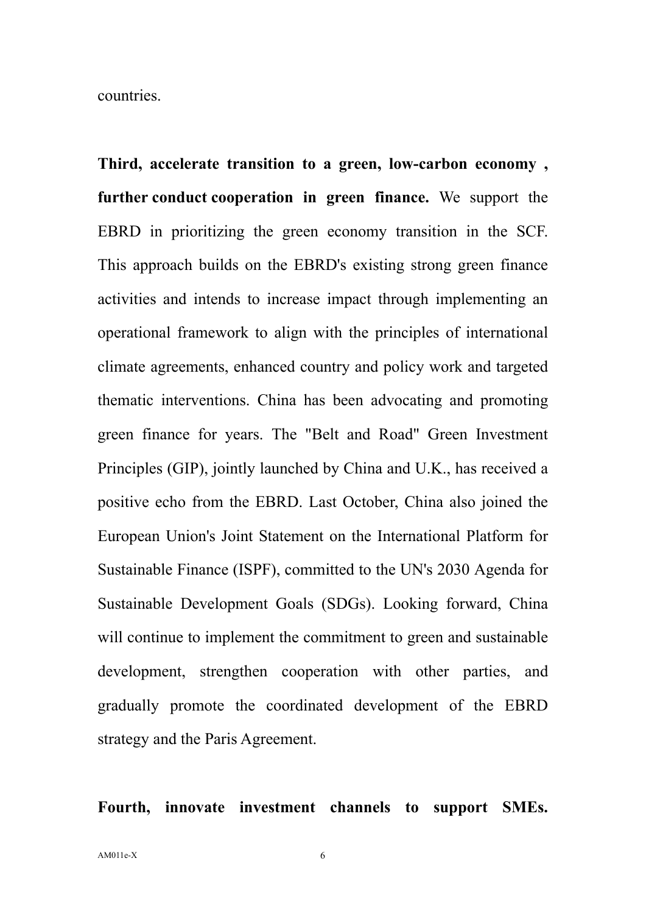countries.

**Third, accelerate transition to a green, low-carbon economy , further conduct cooperation in green finance.** We support the EBRD in prioritizing the green economy transition in the SCF. This approach builds on the EBRD's existing strong green finance activities and intends to increase impact through implementing an operational framework to align with the principles of international climate agreements, enhanced country and policy work and targeted thematic interventions. China has been advocating and promoting green finance for years. The "Belt and Road" Green Investment Principles (GIP), jointly launched by China and U.K., has received a positive echo from the EBRD. Last October, China also joined the European Union's Joint Statement on the International Platform for Sustainable Finance (ISPF), committed to the UN's 2030 Agenda for Sustainable Development Goals (SDGs). Looking forward, China will continue to implement the commitment to green and sustainable development, strengthen cooperation with other parties, and gradually promote the coordinated development of the EBRD strategy and the Paris Agreement.

**Fourth, innovate investment channels to support SMEs.**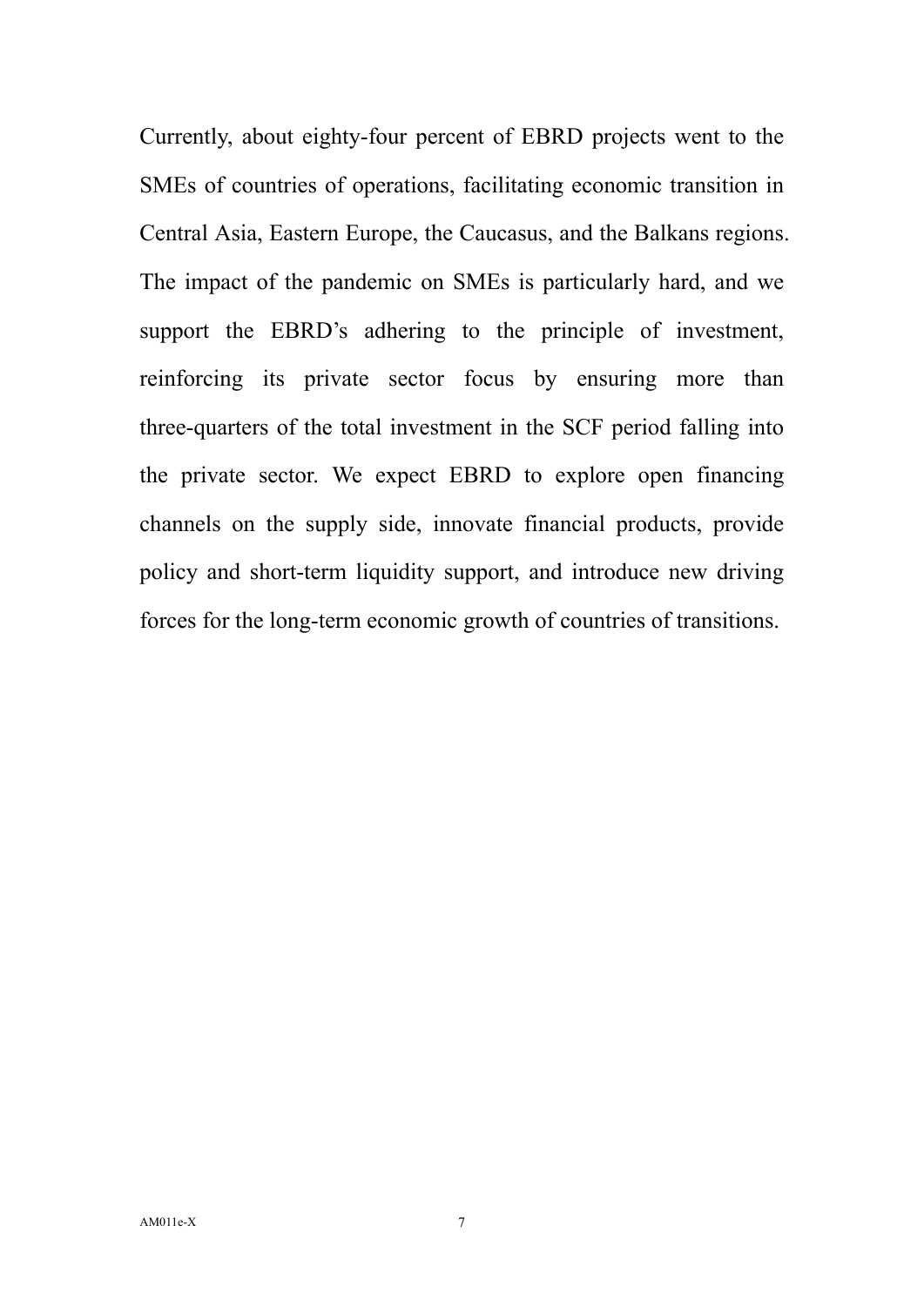Currently, about eighty-four percent of EBRD projects went to the SMEs of countries of operations, facilitating economic transition in Central Asia, Eastern Europe, the Caucasus, and the Balkans regions. The impact of the pandemic on SMEs is particularly hard, and we support the EBRD's adhering to the principle of investment, reinforcing its private sector focus by ensuring more than three-quarters of the total investment in the SCF period falling into the private sector. We expect EBRD to explore open financing channels on the supply side, innovate financial products, provide policy and short-term liquidity support, and introduce new driving forces for the long-term economic growth of countries of transitions.